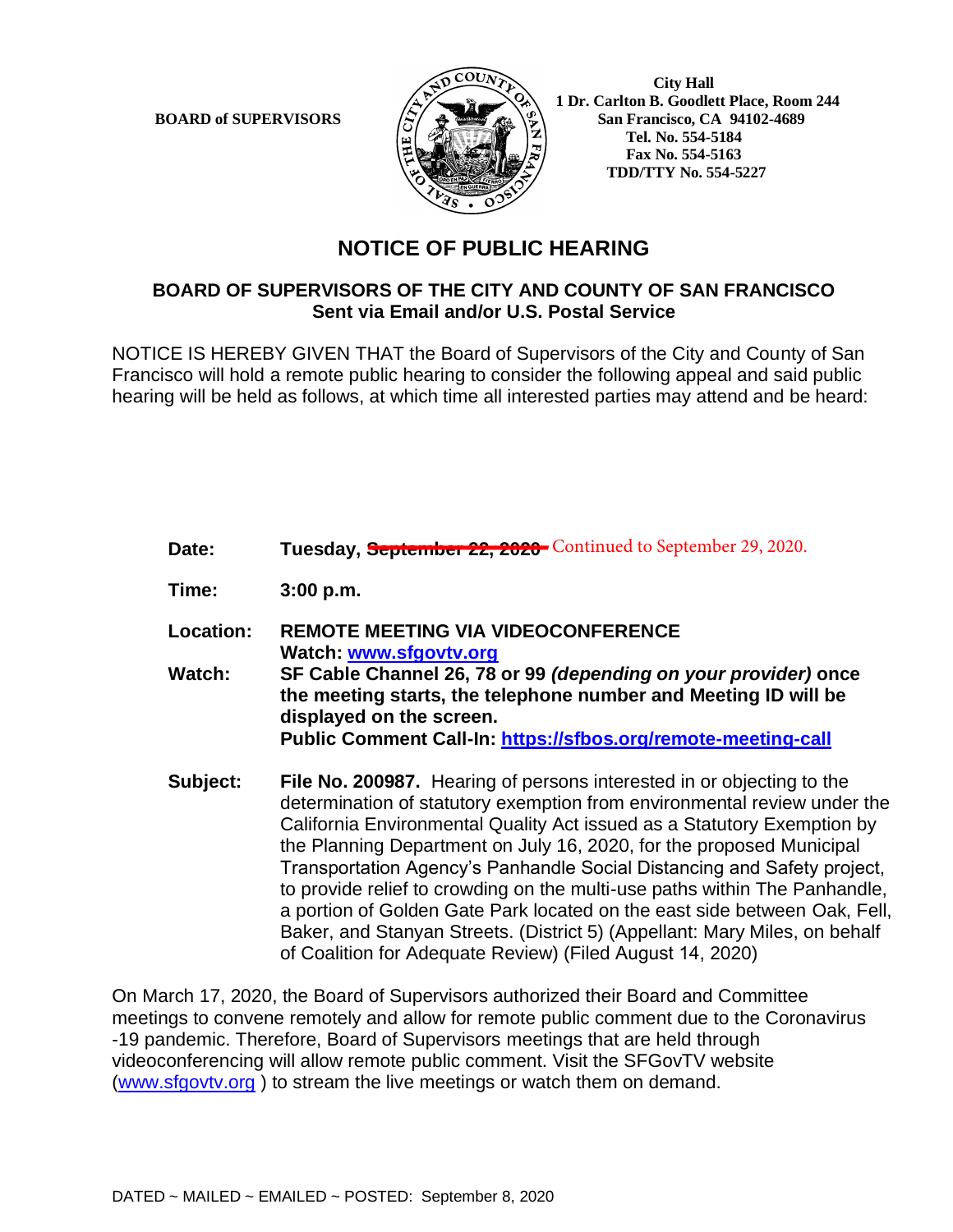**BOARD of SUPERVISORS**

**City Hall**
**1 Dr. Carlton B. Goodlett Place, Room 244**
**San Francisco, CA 94102-4689**
**Tel. No. 554-5184**
**Fax No. 554-5163**
**TDD/TTY No. 554-5227**

# NOTICE OF PUBLIC HEARING

## BOARD OF SUPERVISORS OF THE CITY AND COUNTY OF SAN FRANCISCO
**Sent via Email and/or U.S. Postal Service**

NOTICE IS HEREBY GIVEN THAT the Board of Supervisors of the City and County of San Francisco will hold a remote public hearing to consider the following appeal and said public hearing will be held as follows, at which time all interested parties may attend and be heard:

**Date:** **Tuesday, ~~September 22, 2020~~** Continued to September 29, 2020.

**Time:** **3:00 p.m.**

**Location:** **REMOTE MEETING VIA VIDEOCONFERENCE**
**Watch: [www.sfgovtv.org](http://www.sfgovtv.org)**

**Watch:** **SF Cable Channel 26, 78 or 99 *(depending on your provider)* once the meeting starts, the telephone number and Meeting ID will be displayed on the screen.**
**Public Comment Call-In: [https://sfbos.org/remote-meeting-call](https://sfbos.org/remote-meeting-call)**

**Subject:** **File No. 200987.** Hearing of persons interested in or objecting to the determination of statutory exemption from environmental review under the California Environmental Quality Act issued as a Statutory Exemption by the Planning Department on July 16, 2020, for the proposed Municipal Transportation Agency's Panhandle Social Distancing and Safety project, to provide relief to crowding on the multi-use paths within The Panhandle, a portion of Golden Gate Park located on the east side between Oak, Fell, Baker, and Stanyan Streets. (District 5) (Appellant: Mary Miles, on behalf of Coalition for Adequate Review) (Filed August 14, 2020)

On March 17, 2020, the Board of Supervisors authorized their Board and Committee meetings to convene remotely and allow for remote public comment due to the Coronavirus -19 pandemic. Therefore, Board of Supervisors meetings that are held through videoconferencing will allow remote public comment. Visit the SFGovTV website ([www.sfgovtv.org](http://www.sfgovtv.org) ) to stream the live meetings or watch them on demand.

DATED ~ MAILED ~ EMAILED ~ POSTED: September 8, 2020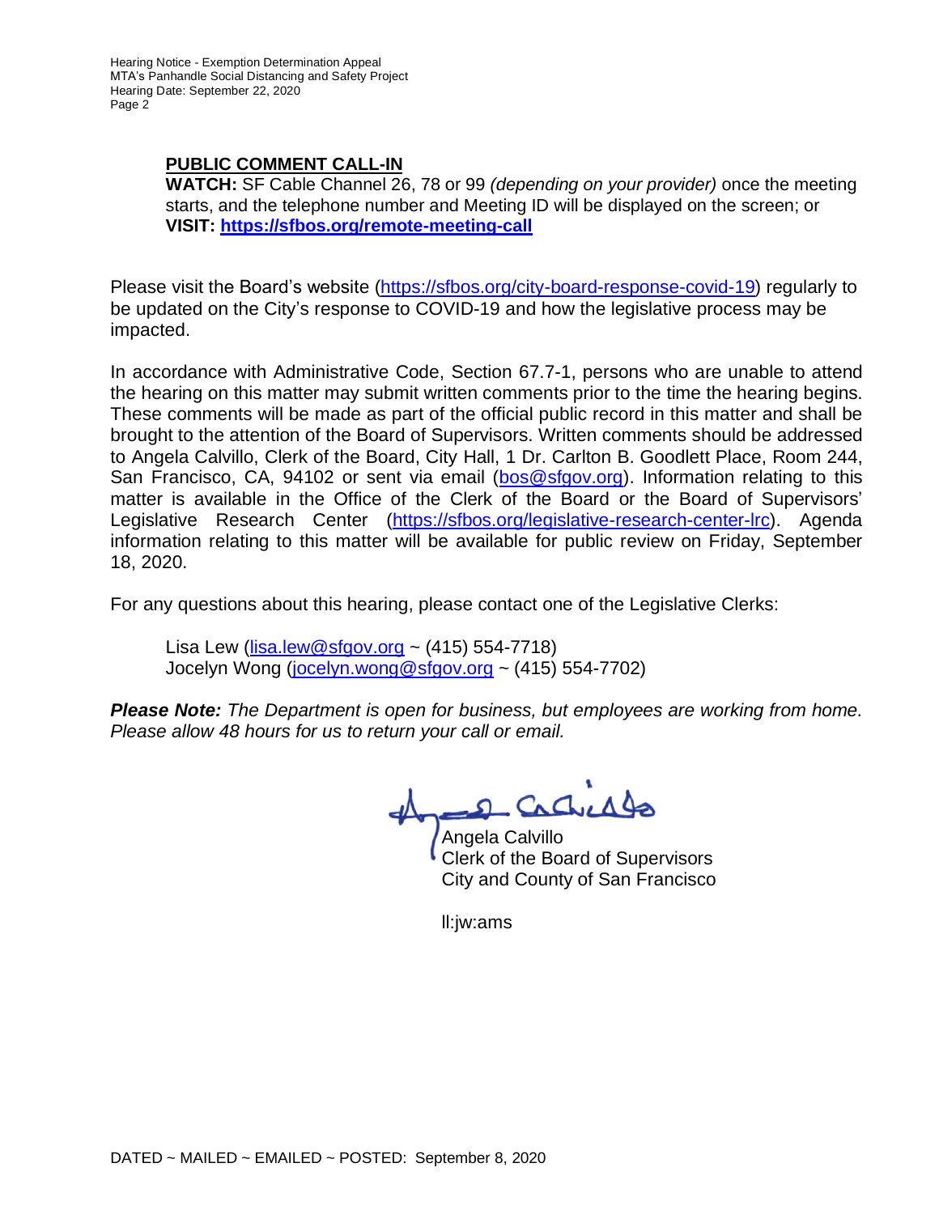**PUBLIC COMMENT CALL-IN**

**WATCH:** SF Cable Channel 26, 78 or 99 *(depending on your provider)* once the meeting starts, and the telephone number and Meeting ID will be displayed on the screen; or

**VISIT: https://sfbos.org/remote-meeting-call**

Please visit the Board's website (https://sfbos.org/city-board-response-covid-19) regularly to be updated on the City's response to COVID-19 and how the legislative process may be impacted.

In accordance with Administrative Code, Section 67.7-1, persons who are unable to attend the hearing on this matter may submit written comments prior to the time the hearing begins. These comments will be made as part of the official public record in this matter and shall be brought to the attention of the Board of Supervisors. Written comments should be addressed to Angela Calvillo, Clerk of the Board, City Hall, 1 Dr. Carlton B. Goodlett Place, Room 244, San Francisco, CA, 94102 or sent via email (bos@sfgov.org). Information relating to this matter is available in the Office of the Clerk of the Board or the Board of Supervisors' Legislative Research Center (https://sfbos.org/legislative-research-center-lrc). Agenda information relating to this matter will be available for public review on Friday, September 18, 2020.

For any questions about this hearing, please contact one of the Legislative Clerks:

Lisa Lew (lisa.lew@sfgov.org ~ (415) 554-7718)
Jocelyn Wong (jocelyn.wong@sfgov.org ~ (415) 554-7702)

***Please Note:*** *The Department is open for business, but employees are working from home. Please allow 48 hours for us to return your call or email.*

Angela Calvillo
Clerk of the Board of Supervisors
City and County of San Francisco

ll:jw:ams

DATED ~ MAILED ~ EMAILED ~ POSTED: September 8, 2020